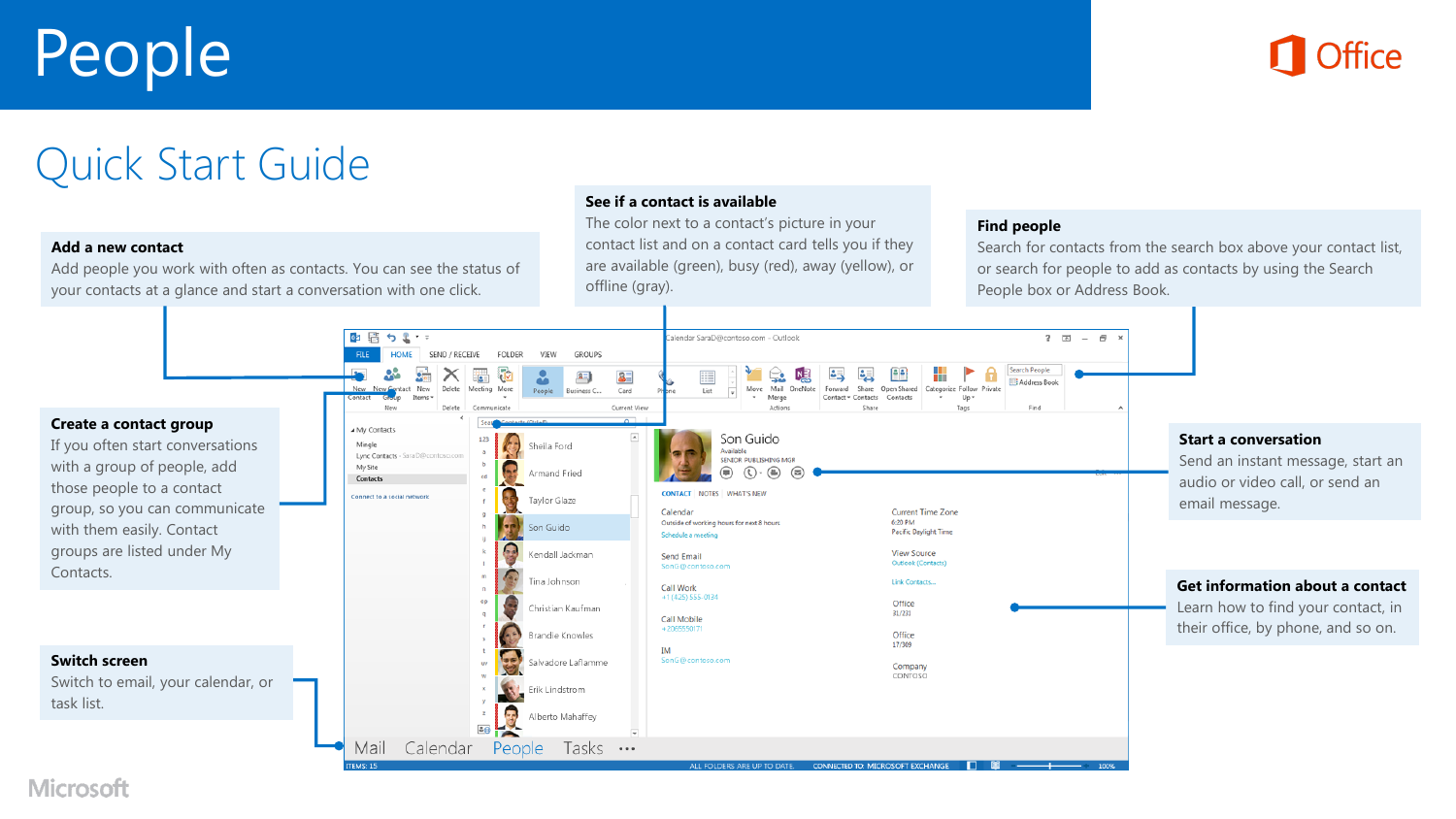# People

Office

## Quick Start Guide

**Add a new contact**
Add people you work with often as contacts. You can see the status of your contacts at a glance and start a conversation with one click.

**See if a contact is available**
The color next to a contact's picture in your contact list and on a contact card tells you if they are available (green), busy (red), away (yellow), or offline (gray).

**Find people**
Search for contacts from the search box above your contact list, or search for people to add as contacts by using the Search People box or Address Book.

**Create a contact group**
If you often start conversations with a group of people, add those people to a contact group, so you can communicate with them easily. Contact groups are listed under My Contacts.

**Start a conversation**
Send an instant message, start an audio or video call, or send an email message.

**Get information about a contact**
Learn how to find your contact, in their office, by phone, and so on.

**Switch screen**
Switch to email, your calendar, or task list.

Microsoft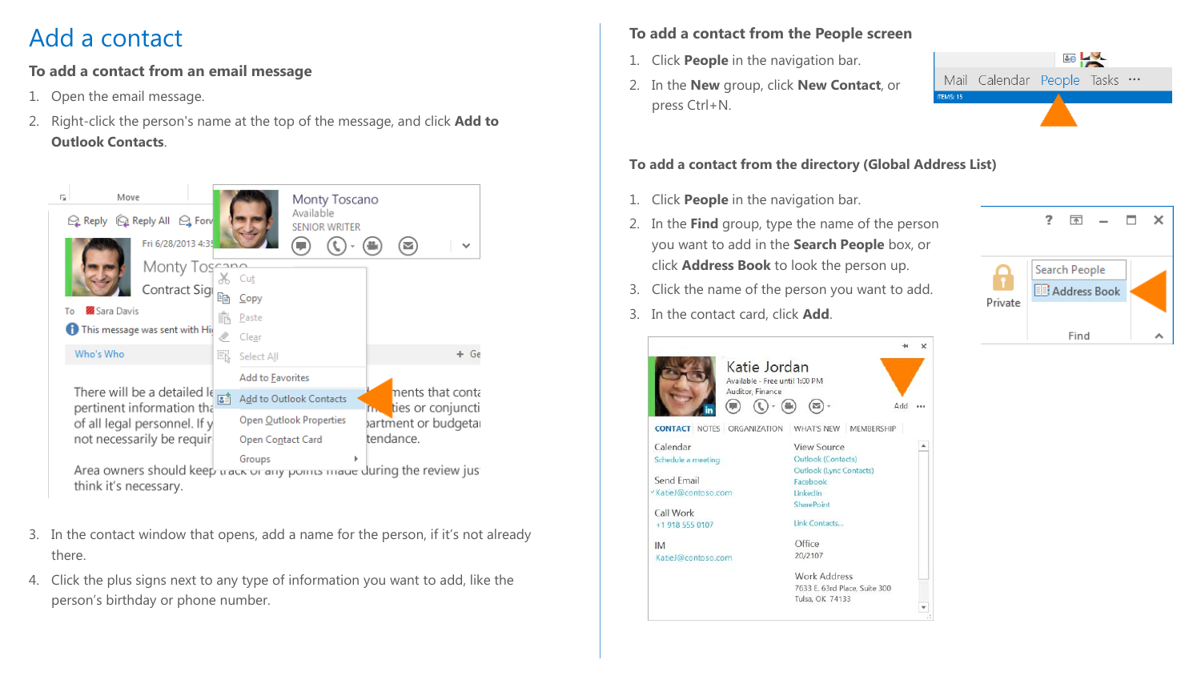# Add a contact

### To add a contact from an email message

1. Open the email message.
2. Right-click the person's name at the top of the message, and click **Add to Outlook Contacts**.
3. In the contact window that opens, add a name for the person, if it's not already there.
4. Click the plus signs next to any type of information you want to add, like the person's birthday or phone number.

### To add a contact from the People screen

1. Click **People** in the navigation bar.
2. In the **New** group, click **New Contact**, or press Ctrl+N.

### To add a contact from the directory (Global Address List)

1. Click **People** in the navigation bar.
2. In the **Find** group, type the name of the person you want to add in the **Search People** box, or click **Address Book** to look the person up.
3. Click the name of the person you want to add.
3. In the contact card, click **Add**.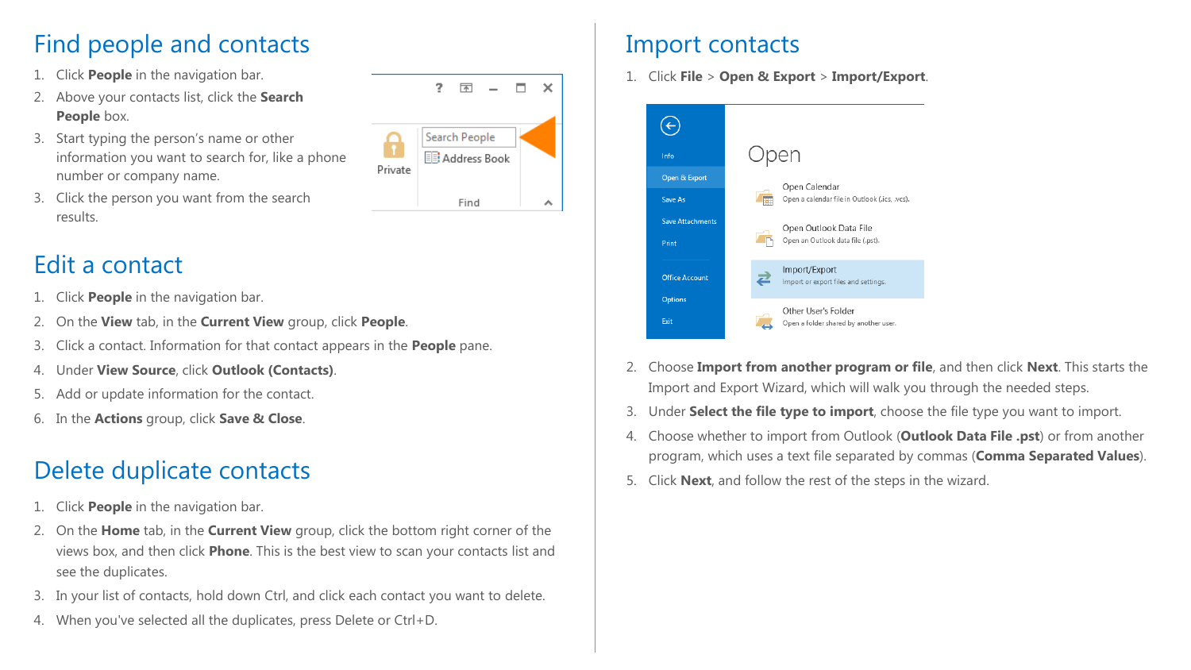# Find people and contacts

1. Click **People** in the navigation bar.
2. Above your contacts list, click the **Search People** box.
3. Start typing the person's name or other information you want to search for, like a phone number or company name.
3. Click the person you want from the search results.

# Edit a contact

1. Click **People** in the navigation bar.
2. On the **View** tab, in the **Current View** group, click **People**.
3. Click a contact. Information for that contact appears in the **People** pane.
4. Under **View Source**, click **Outlook (Contacts)**.
5. Add or update information for the contact.
6. In the **Actions** group, click **Save & Close**.

# Delete duplicate contacts

1. Click **People** in the navigation bar.
2. On the **Home** tab, in the **Current View** group, click the bottom right corner of the views box, and then click **Phone**. This is the best view to scan your contacts list and see the duplicates.
3. In your list of contacts, hold down Ctrl, and click each contact you want to delete.
4. When you've selected all the duplicates, press Delete or Ctrl+D.

# Import contacts

1. Click **File** > **Open & Export** > **Import/Export**.
2. Choose **Import from another program or file**, and then click **Next**. This starts the Import and Export Wizard, which will walk you through the needed steps.
3. Under **Select the file type to import**, choose the file type you want to import.
4. Choose whether to import from Outlook (**Outlook Data File .pst**) or from another program, which uses a text file separated by commas (**Comma Separated Values**).
5. Click **Next**, and follow the rest of the steps in the wizard.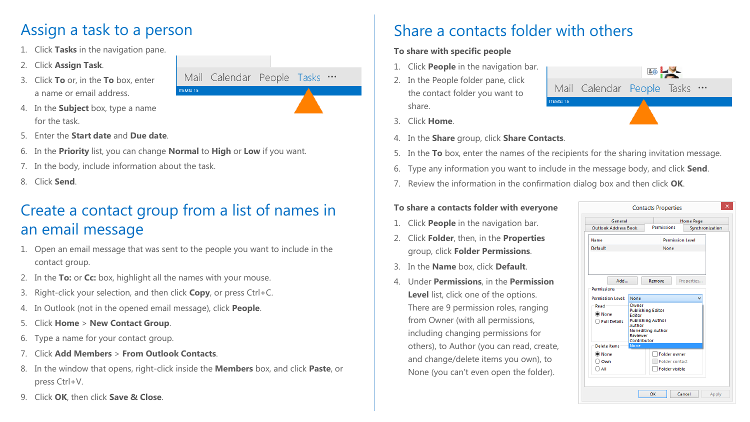# Assign a task to a person

1. Click **Tasks** in the navigation pane.
2. Click **Assign Task**.
3. Click **To** or, in the **To** box, enter a name or email address.
4. In the **Subject** box, type a name for the task.
5. Enter the **Start date** and **Due date**.
6. In the **Priority** list, you can change **Normal** to **High** or **Low** if you want.
7. In the body, include information about the task.
8. Click **Send**.

# Create a contact group from a list of names in an email message

1. Open an email message that was sent to the people you want to include in the contact group.
2. In the **To:** or **Cc:** box, highlight all the names with your mouse.
3. Right-click your selection, and then click **Copy**, or press Ctrl+C.
4. In Outlook (not in the opened email message), click **People**.
5. Click **Home** > **New Contact Group**.
6. Type a name for your contact group.
7. Click **Add Members** > **From Outlook Contacts**.
8. In the window that opens, right-click inside the **Members** box, and click **Paste**, or press Ctrl+V.
9. Click **OK**, then click **Save & Close**.

# Share a contacts folder with others

**To share with specific people**

1. Click **People** in the navigation bar.
2. In the People folder pane, click the contact folder you want to share.
3. Click **Home**.
4. In the **Share** group, click **Share Contacts**.
5. In the **To** box, enter the names of the recipients for the sharing invitation message.
6. Type any information you want to include in the message body, and click **Send**.
7. Review the information in the confirmation dialog box and then click **OK**.

**To share a contacts folder with everyone**

1. Click **People** in the navigation bar.
2. Click **Folder**, then, in the **Properties** group, click **Folder Permissions**.
3. In the **Name** box, click **Default**.
4. Under **Permissions**, in the **Permission Level** list, click one of the options. There are 9 permission roles, ranging from Owner (with all permissions, including changing permissions for others), to Author (you can read, create, and change/delete items you own), to None (you can't even open the folder).